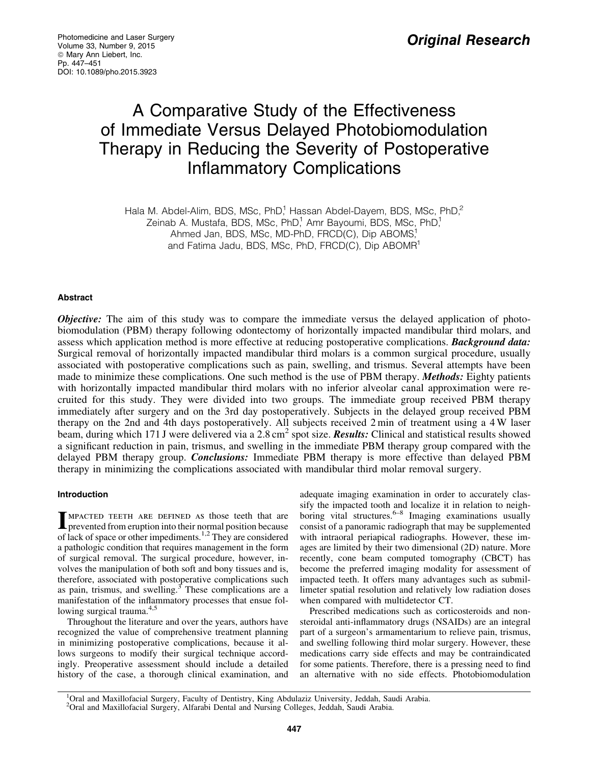Original Research

# A Comparative Study of the Effectiveness of Immediate Versus Delayed Photobiomodulation Therapy in Reducing the Severity of Postoperative Inflammatory Complications

Hala M. Abdel-Alim, BDS, MSc, PhD,[1] Hassan Abdel-Dayem, BDS, MSc, PhD,[2] Zeinab A. Mustafa, BDS, MSc, PhD,[1] Amr Bayoumi, BDS, MSc, PhD,[1] Ahmed Jan, BDS, MSc, MD-PhD, FRCD(C), Dip ABOMS,[1] and Fatima Jadu, BDS, MSc, PhD, FRCD(C), Dip ABOMR[1]

## Abstract

***Objective:*** The aim of this study was to compare the immediate versus the delayed application of photobiomodulation (PBM) therapy following odontectomy of horizontally impacted mandibular third molars, and assess which application method is more effective at reducing postoperative complications. ***Background data:*** Surgical removal of horizontally impacted mandibular third molars is a common surgical procedure, usually associated with postoperative complications such as pain, swelling, and trismus. Several attempts have been made to minimize these complications. One such method is the use of PBM therapy. ***Methods:*** Eighty patients with horizontally impacted mandibular third molars with no inferior alveolar canal approximation were recruited for this study. They were divided into two groups. The immediate group received PBM therapy immediately after surgery and on the 3rd day postoperatively. Subjects in the delayed group received PBM therapy on the 2nd and 4th days postoperatively. All subjects received 2 min of treatment using a 4 W laser beam, during which 171 J were delivered via a 2.8 $cm^2$ spot size. ***Results:*** Clinical and statistical results showed a significant reduction in pain, trismus, and swelling in the immediate PBM therapy group compared with the delayed PBM therapy group. ***Conclusions:*** Immediate PBM therapy is more effective than delayed PBM therapy in minimizing the complications associated with mandibular third molar removal surgery.

## Introduction

Impacted teeth are defined as those teeth that are prevented from eruption into their normal position because of lack of space or other impediments.[1,2] They are considered a pathologic condition that requires management in the form of surgical removal. The surgical procedure, however, involves the manipulation of both soft and bony tissues and is, therefore, associated with postoperative complications such as pain, trismus, and swelling.[3] These complications are a manifestation of the inflammatory processes that ensue following surgical trauma.[4,5]

Throughout the literature and over the years, authors have recognized the value of comprehensive treatment planning in minimizing postoperative complications, because it allows surgeons to modify their surgical technique accordingly. Preoperative assessment should include a detailed history of the case, a thorough clinical examination, and adequate imaging examination in order to accurately classify the impacted tooth and localize it in relation to neighboring vital structures.[6–8] Imaging examinations usually consist of a panoramic radiograph that may be supplemented with intraoral periapical radiographs. However, these images are limited by their two dimensional (2D) nature. More recently, cone beam computed tomography (CBCT) has become the preferred imaging modality for assessment of impacted teeth. It offers many advantages such as submillimeter spatial resolution and relatively low radiation doses when compared with multidetector CT.

Prescribed medications such as corticosteroids and nonsteroidal anti-inflammatory drugs (NSAIDs) are an integral part of a surgeon's armamentarium to relieve pain, trismus, and swelling following third molar surgery. However, these medications carry side effects and may be contraindicated for some patients. Therefore, there is a pressing need to find an alternative with no side effects. Photobiomodulation

[1]Oral and Maxillofacial Surgery, Faculty of Dentistry, King Abdulaziz University, Jeddah, Saudi Arabia.
[2]Oral and Maxillofacial Surgery, Alfarabi Dental and Nursing Colleges, Jeddah, Saudi Arabia.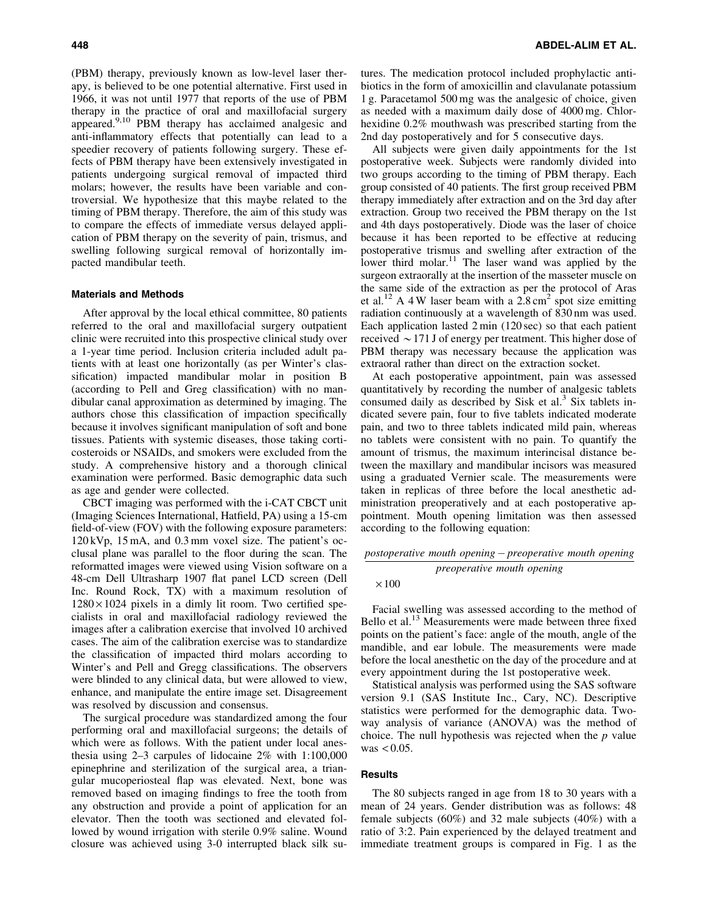(PBM) therapy, previously known as low-level laser therapy, is believed to be one potential alternative. First used in 1966, it was not until 1977 that reports of the use of PBM therapy in the practice of oral and maxillofacial surgery appeared.[9,10] PBM therapy has acclaimed analgesic and anti-inflammatory effects that potentially can lead to a speedier recovery of patients following surgery. These effects of PBM therapy have been extensively investigated in patients undergoing surgical removal of impacted third molars; however, the results have been variable and controversial. We hypothesize that this maybe related to the timing of PBM therapy. Therefore, the aim of this study was to compare the effects of immediate versus delayed application of PBM therapy on the severity of pain, trismus, and swelling following surgical removal of horizontally impacted mandibular teeth.

## Materials and Methods

After approval by the local ethical committee, 80 patients referred to the oral and maxillofacial surgery outpatient clinic were recruited into this prospective clinical study over a 1-year time period. Inclusion criteria included adult patients with at least one horizontally (as per Winter's classification) impacted mandibular molar in position B (according to Pell and Greg classification) with no mandibular canal approximation as determined by imaging. The authors chose this classification of impaction specifically because it involves significant manipulation of soft and bone tissues. Patients with systemic diseases, those taking corticosteroids or NSAIDs, and smokers were excluded from the study. A comprehensive history and a thorough clinical examination were performed. Basic demographic data such as age and gender were collected.

CBCT imaging was performed with the i-CAT CBCT unit (Imaging Sciences International, Hatfield, PA) using a 15-cm field-of-view (FOV) with the following exposure parameters: 120 kVp, 15 mA, and 0.3 mm voxel size. The patient's occlusal plane was parallel to the floor during the scan. The reformatted images were viewed using Vision software on a 48-cm Dell Ultrasharp 1907 flat panel LCD screen (Dell Inc. Round Rock, TX) with a maximum resolution of $1280 \times 1024$ pixels in a dimly lit room. Two certified specialists in oral and maxillofacial radiology reviewed the images after a calibration exercise that involved 10 archived cases. The aim of the calibration exercise was to standardize the classification of impacted third molars according to Winter's and Pell and Gregg classifications. The observers were blinded to any clinical data, but were allowed to view, enhance, and manipulate the entire image set. Disagreement was resolved by discussion and consensus.

The surgical procedure was standardized among the four performing oral and maxillofacial surgeons; the details of which were as follows. With the patient under local anesthesia using 2–3 carpules of lidocaine 2% with 1:100,000 epinephrine and sterilization of the surgical area, a triangular mucoperiosteal flap was elevated. Next, bone was removed based on imaging findings to free the tooth from any obstruction and provide a point of application for an elevator. Then the tooth was sectioned and elevated followed by wound irrigation with sterile 0.9% saline. Wound closure was achieved using 3-0 interrupted black silk sutures. The medication protocol included prophylactic antibiotics in the form of amoxicillin and clavulanate potassium 1 g. Paracetamol 500 mg was the analgesic of choice, given as needed with a maximum daily dose of 4000 mg. Chlorhexidine 0.2% mouthwash was prescribed starting from the 2nd day postoperatively and for 5 consecutive days.

All subjects were given daily appointments for the 1st postoperative week. Subjects were randomly divided into two groups according to the timing of PBM therapy. Each group consisted of 40 patients. The first group received PBM therapy immediately after extraction and on the 3rd day after extraction. Group two received the PBM therapy on the 1st and 4th days postoperatively. Diode was the laser of choice because it has been reported to be effective at reducing postoperative trismus and swelling after extraction of the lower third molar.[11] The laser wand was applied by the surgeon extraorally at the insertion of the masseter muscle on the same side of the extraction as per the protocol of Aras et al.[12] A 4 W laser beam with a 2.8 $cm^2$ spot size emitting radiation continuously at a wavelength of 830 nm was used. Each application lasted 2 min (120 sec) so that each patient received $\sim$171 J of energy per treatment. This higher dose of PBM therapy was necessary because the application was extraoral rather than direct on the extraction socket.

At each postoperative appointment, pain was assessed quantitatively by recording the number of analgesic tablets consumed daily as described by Sisk et al.[3] Six tablets indicated severe pain, four to five tablets indicated moderate pain, and two to three tablets indicated mild pain, whereas no tablets were consistent with no pain. To quantify the amount of trismus, the maximum interincisal distance between the maxillary and mandibular incisors was measured using a graduated Vernier scale. The measurements were taken in replicas of three before the local anesthetic administration preoperatively and at each postoperative appointment. Mouth opening limitation was then assessed according to the following equation:

$$\frac{\textit{postoperative mouth opening} - \textit{preoperative mouth opening}}{\textit{preoperative mouth opening}} \times 100$$

Facial swelling was assessed according to the method of Bello et al.[13] Measurements were made between three fixed points on the patient's face: angle of the mouth, angle of the mandible, and ear lobule. The measurements were made before the local anesthetic on the day of the procedure and at every appointment during the 1st postoperative week.

Statistical analysis was performed using the SAS software version 9.1 (SAS Institute Inc., Cary, NC). Descriptive statistics were performed for the demographic data. Two-way analysis of variance (ANOVA) was the method of choice. The null hypothesis was rejected when the $p$ value was $<0.05$.

## Results

The 80 subjects ranged in age from 18 to 30 years with a mean of 24 years. Gender distribution was as follows: 48 female subjects (60%) and 32 male subjects (40%) with a ratio of 3:2. Pain experienced by the delayed treatment and immediate treatment groups is compared in Fig. 1 as the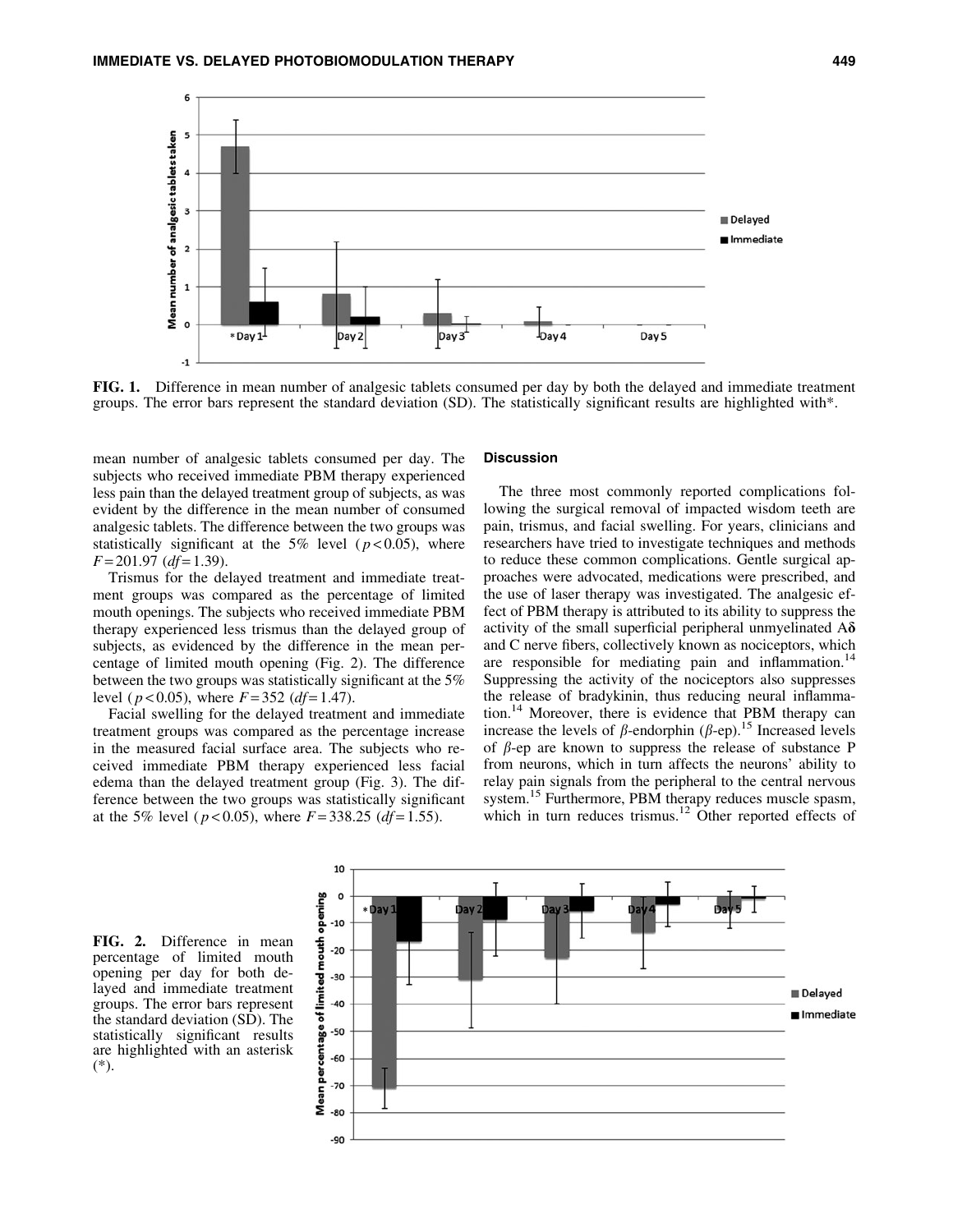FIG. 1. Difference in mean number of analgesic tablets consumed per day by both the delayed and immediate treatment groups. The error bars represent the standard deviation (SD). The statistically significant results are highlighted with*.

mean number of analgesic tablets consumed per day. The subjects who received immediate PBM therapy experienced less pain than the delayed treatment group of subjects, as was evident by the difference in the mean number of consumed analgesic tablets. The difference between the two groups was statistically significant at the 5% level ($p < 0.05$), where $F = 201.97$ ($df = 1.39$).

Trismus for the delayed treatment and immediate treatment groups was compared as the percentage of limited mouth openings. The subjects who received immediate PBM therapy experienced less trismus than the delayed group of subjects, as evidenced by the difference in the mean percentage of limited mouth opening (Fig. 2). The difference between the two groups was statistically significant at the 5% level ($p < 0.05$), where $F = 352$ ($df = 1.47$).

Facial swelling for the delayed treatment and immediate treatment groups was compared as the percentage increase in the measured facial surface area. The subjects who received immediate PBM therapy experienced less facial edema than the delayed treatment group (Fig. 3). The difference between the two groups was statistically significant at the 5% level ($p < 0.05$), where $F = 338.25$ ($df = 1.55$).

## Discussion

The three most commonly reported complications following the surgical removal of impacted wisdom teeth are pain, trismus, and facial swelling. For years, clinicians and researchers have tried to investigate techniques and methods to reduce these common complications. Gentle surgical approaches were advocated, medications were prescribed, and the use of laser therapy was investigated. The analgesic effect of PBM therapy is attributed to its ability to suppress the activity of the small superficial peripheral unmyelinated A$\delta$ and C nerve fibers, collectively known as nociceptors, which are responsible for mediating pain and inflammation.[14] Suppressing the activity of the nociceptors also suppresses the release of bradykinin, thus reducing neural inflammation.[14] Moreover, there is evidence that PBM therapy can increase the levels of $\beta$-endorphin ($\beta$-ep).[15] Increased levels of $\beta$-ep are known to suppress the release of substance P from neurons, which in turn affects the neurons' ability to relay pain signals from the peripheral to the central nervous system.[15] Furthermore, PBM therapy reduces muscle spasm, which in turn reduces trismus.[12] Other reported effects of

FIG. 2. Difference in mean percentage of limited mouth opening per day for both delayed and immediate treatment groups. The error bars represent the standard deviation (SD). The statistically significant results are highlighted with an asterisk (*).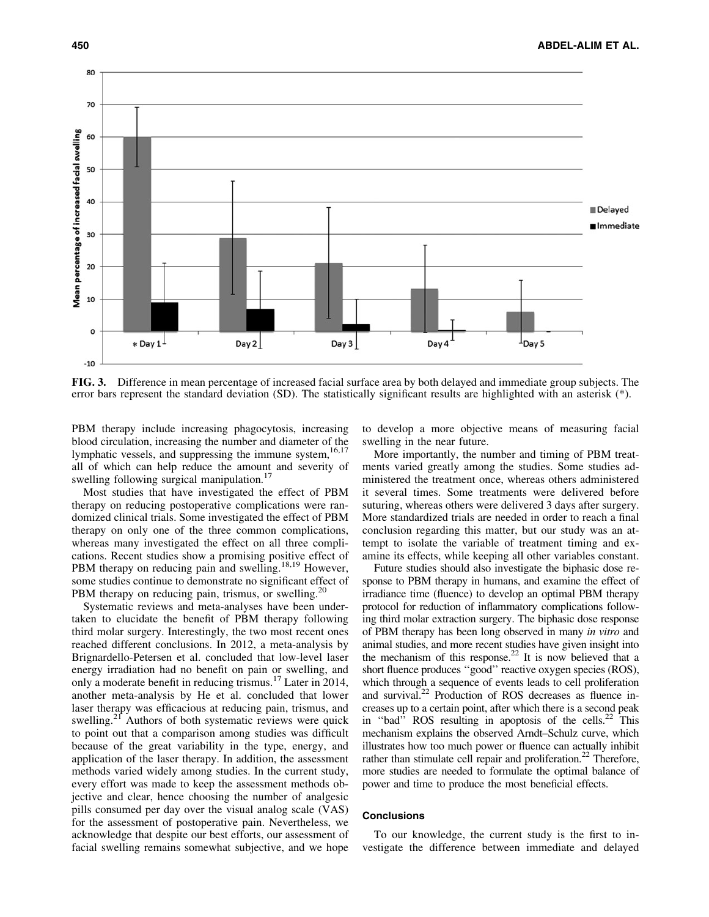**FIG. 3.** Difference in mean percentage of increased facial surface area by both delayed and immediate group subjects. The error bars represent the standard deviation (SD). The statistically significant results are highlighted with an asterisk (*).

PBM therapy include increasing phagocytosis, increasing blood circulation, increasing the number and diameter of the lymphatic vessels, and suppressing the immune system,[16,17] all of which can help reduce the amount and severity of swelling following surgical manipulation.[17]

Most studies that have investigated the effect of PBM therapy on reducing postoperative complications were randomized clinical trials. Some investigated the effect of PBM therapy on only one of the three common complications, whereas many investigated the effect on all three complications. Recent studies show a promising positive effect of PBM therapy on reducing pain and swelling.[18,19] However, some studies continue to demonstrate no significant effect of PBM therapy on reducing pain, trismus, or swelling.[20]

Systematic reviews and meta-analyses have been undertaken to elucidate the benefit of PBM therapy following third molar surgery. Interestingly, the two most recent ones reached different conclusions. In 2012, a meta-analysis by Brignardello-Petersen et al. concluded that low-level laser energy irradiation had no benefit on pain or swelling, and only a moderate benefit in reducing trismus.[17] Later in 2014, another meta-analysis by He et al. concluded that lower laser therapy was efficacious at reducing pain, trismus, and swelling.[21] Authors of both systematic reviews were quick to point out that a comparison among studies was difficult because of the great variability in the type, energy, and application of the laser therapy. In addition, the assessment methods varied widely among studies. In the current study, every effort was made to keep the assessment methods objective and clear, hence choosing the number of analgesic pills consumed per day over the visual analog scale (VAS) for the assessment of postoperative pain. Nevertheless, we acknowledge that despite our best efforts, our assessment of facial swelling remains somewhat subjective, and we hope to develop a more objective means of measuring facial swelling in the near future.

More importantly, the number and timing of PBM treatments varied greatly among the studies. Some studies administered the treatment once, whereas others administered it several times. Some treatments were delivered before suturing, whereas others were delivered 3 days after surgery. More standardized trials are needed in order to reach a final conclusion regarding this matter, but our study was an attempt to isolate the variable of treatment timing and examine its effects, while keeping all other variables constant.

Future studies should also investigate the biphasic dose response to PBM therapy in humans, and examine the effect of irradiance time (fluence) to develop an optimal PBM therapy protocol for reduction of inflammatory complications following third molar extraction surgery. The biphasic dose response of PBM therapy has been long observed in many *in vitro* and animal studies, and more recent studies have given insight into the mechanism of this response.[22] It is now believed that a short fluence produces "good" reactive oxygen species (ROS), which through a sequence of events leads to cell proliferation and survival.[22] Production of ROS decreases as fluence increases up to a certain point, after which there is a second peak in "bad" ROS resulting in apoptosis of the cells.[22] This mechanism explains the observed Arndt–Schulz curve, which illustrates how too much power or fluence can actually inhibit rather than stimulate cell repair and proliferation.[22] Therefore, more studies are needed to formulate the optimal balance of power and time to produce the most beneficial effects.

## Conclusions

To our knowledge, the current study is the first to investigate the difference between immediate and delayed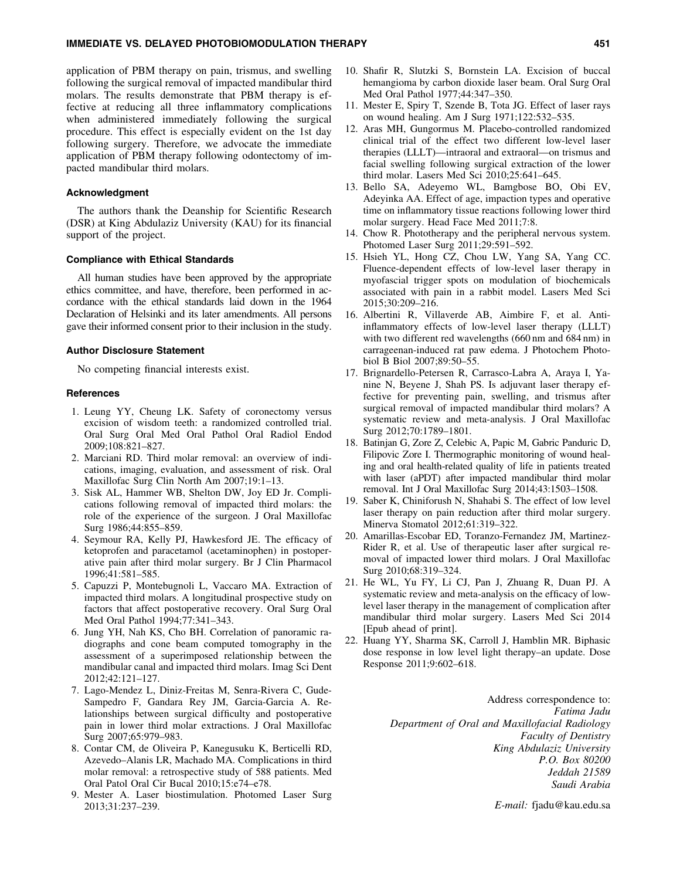application of PBM therapy on pain, trismus, and swelling following the surgical removal of impacted mandibular third molars. The results demonstrate that PBM therapy is effective at reducing all three inflammatory complications when administered immediately following the surgical procedure. This effect is especially evident on the 1st day following surgery. Therefore, we advocate the immediate application of PBM therapy following odontectomy of impacted mandibular third molars.

### Acknowledgment

The authors thank the Deanship for Scientific Research (DSR) at King Abdulaziz University (KAU) for its financial support of the project.

### Compliance with Ethical Standards

All human studies have been approved by the appropriate ethics committee, and have, therefore, been performed in accordance with the ethical standards laid down in the 1964 Declaration of Helsinki and its later amendments. All persons gave their informed consent prior to their inclusion in the study.

### Author Disclosure Statement

No competing financial interests exist.

### References

1. Leung YY, Cheung LK. Safety of coronectomy versus excision of wisdom teeth: a randomized controlled trial. Oral Surg Oral Med Oral Pathol Oral Radiol Endod 2009;108:821–827.
2. Marciani RD. Third molar removal: an overview of indications, imaging, evaluation, and assessment of risk. Oral Maxillofac Surg Clin North Am 2007;19:1–13.
3. Sisk AL, Hammer WB, Shelton DW, Joy ED Jr. Complications following removal of impacted third molars: the role of the experience of the surgeon. J Oral Maxillofac Surg 1986;44:855–859.
4. Seymour RA, Kelly PJ, Hawkesford JE. The efficacy of ketoprofen and paracetamol (acetaminophen) in postoperative pain after third molar surgery. Br J Clin Pharmacol 1996;41:581–585.
5. Capuzzi P, Montebugnoli L, Vaccaro MA. Extraction of impacted third molars. A longitudinal prospective study on factors that affect postoperative recovery. Oral Surg Oral Med Oral Pathol 1994;77:341–343.
6. Jung YH, Nah KS, Cho BH. Correlation of panoramic radiographs and cone beam computed tomography in the assessment of a superimposed relationship between the mandibular canal and impacted third molars. Imag Sci Dent 2012;42:121–127.
7. Lago-Mendez L, Diniz-Freitas M, Senra-Rivera C, Gude-Sampedro F, Gandara Rey JM, Garcia-Garcia A. Relationships between surgical difficulty and postoperative pain in lower third molar extractions. J Oral Maxillofac Surg 2007;65:979–983.
8. Contar CM, de Oliveira P, Kanegusuku K, Berticelli RD, Azevedo–Alanis LR, Machado MA. Complications in third molar removal: a retrospective study of 588 patients. Med Oral Patol Oral Cir Bucal 2010;15:e74–e78.
9. Mester A. Laser biostimulation. Photomed Laser Surg 2013;31:237–239.
10. Shafir R, Slutzki S, Bornstein LA. Excision of buccal hemangioma by carbon dioxide laser beam. Oral Surg Oral Med Oral Pathol 1977;44:347–350.
11. Mester E, Spiry T, Szende B, Tota JG. Effect of laser rays on wound healing. Am J Surg 1971;122:532–535.
12. Aras MH, Gungormus M. Placebo-controlled randomized clinical trial of the effect two different low-level laser therapies (LLLT)—intraoral and extraoral—on trismus and facial swelling following surgical extraction of the lower third molar. Lasers Med Sci 2010;25:641–645.
13. Bello SA, Adeyemo WL, Bamgbose BO, Obi EV, Adeyinka AA. Effect of age, impaction types and operative time on inflammatory tissue reactions following lower third molar surgery. Head Face Med 2011;7:8.
14. Chow R. Phototherapy and the peripheral nervous system. Photomed Laser Surg 2011;29:591–592.
15. Hsieh YL, Hong CZ, Chou LW, Yang SA, Yang CC. Fluence-dependent effects of low-level laser therapy in myofascial trigger spots on modulation of biochemicals associated with pain in a rabbit model. Lasers Med Sci 2015;30:209–216.
16. Albertini R, Villaverde AB, Aimbire F, et al. Anti-inflammatory effects of low-level laser therapy (LLLT) with two different red wavelengths (660 nm and 684 nm) in carrageenan-induced rat paw edema. J Photochem Photobiol B Biol 2007;89:50–55.
17. Brignardello-Petersen R, Carrasco-Labra A, Araya I, Yanine N, Beyene J, Shah PS. Is adjuvant laser therapy effective for preventing pain, swelling, and trismus after surgical removal of impacted mandibular third molars? A systematic review and meta-analysis. J Oral Maxillofac Surg 2012;70:1789–1801.
18. Batinjan G, Zore Z, Celebic A, Papic M, Gabric Panduric D, Filipovic Zore I. Thermographic monitoring of wound healing and oral health-related quality of life in patients treated with laser (aPDT) after impacted mandibular third molar removal. Int J Oral Maxillofac Surg 2014;43:1503–1508.
19. Saber K, Chiniforush N, Shahabi S. The effect of low level laser therapy on pain reduction after third molar surgery. Minerva Stomatol 2012;61:319–322.
20. Amarillas-Escobar ED, Toranzo-Fernandez JM, Martinez-Rider R, et al. Use of therapeutic laser after surgical removal of impacted lower third molars. J Oral Maxillofac Surg 2010;68:319–324.
21. He WL, Yu FY, Li CJ, Pan J, Zhuang R, Duan PJ. A systematic review and meta-analysis on the efficacy of low-level laser therapy in the management of complication after mandibular third molar surgery. Lasers Med Sci 2014 [Epub ahead of print].
22. Huang YY, Sharma SK, Carroll J, Hamblin MR. Biphasic dose response in low level light therapy–an update. Dose Response 2011;9:602–618.

Address correspondence to:
*Fatima Jadu*
*Department of Oral and Maxillofacial Radiology*
*Faculty of Dentistry*
*King Abdulaziz University*
*P.O. Box 80200*
*Jeddah 21589*
*Saudi Arabia*

*E-mail:* fjadu@kau.edu.sa